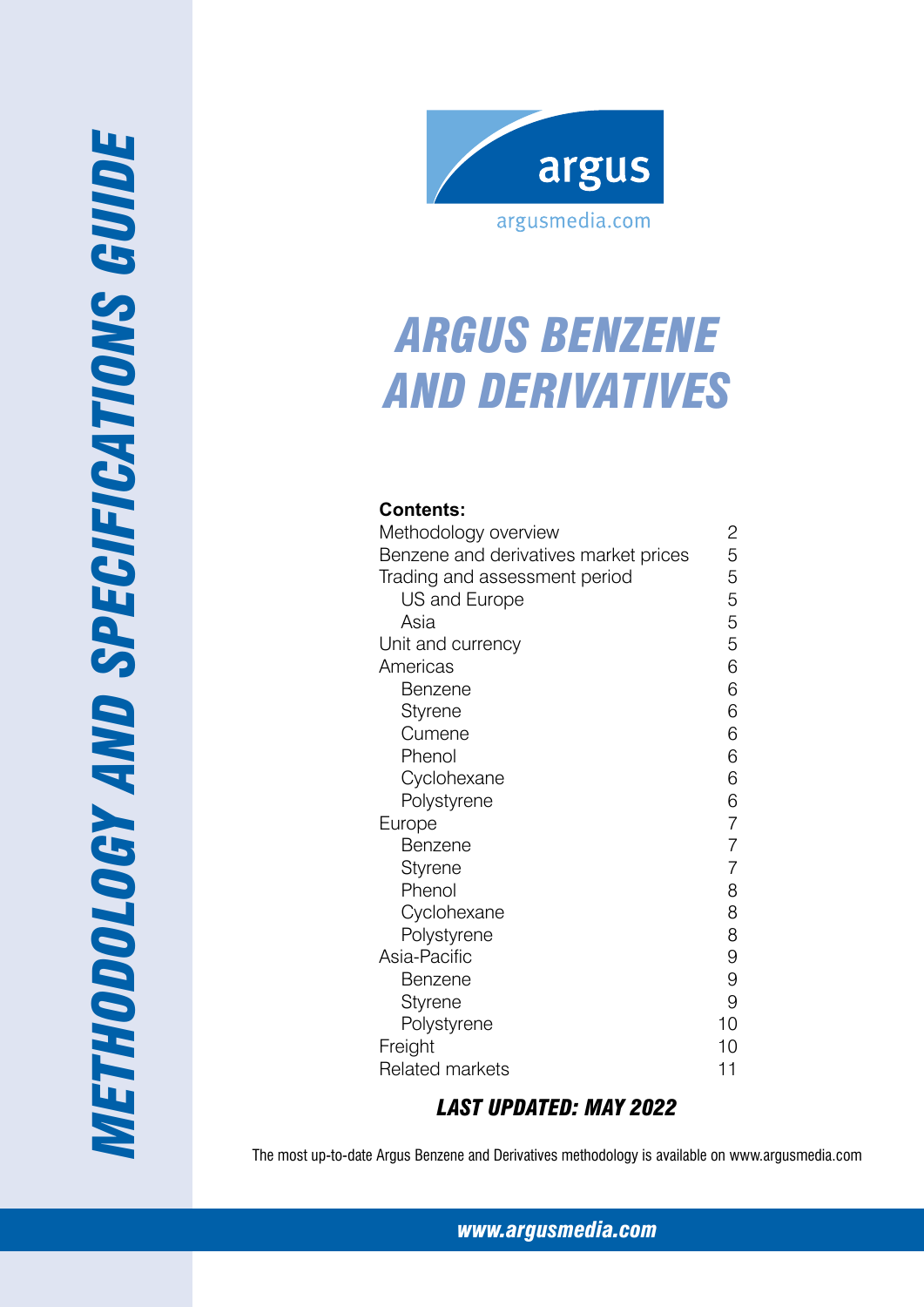# METHODOLOGY AND SPECIFICATIONS GUIDE

argus

argusmedia.com

# ARGUS BENZENE AND DERIVATIVES

**Contents:**

| | |
|---|---|
| Methodology overview | 2 |
| Benzene and derivatives market prices | 5 |
| Trading and assessment period | 5 |
| US and Europe | 5 |
| Asia | 5 |
| Unit and currency | 5 |
| Americas | 6 |
| Benzene | 6 |
| Styrene | 6 |
| Cumene | 6 |
| Phenol | 6 |
| Cyclohexane | 6 |
| Polystyrene | 6 |
| Europe | 7 |
| Benzene | 7 |
| Styrene | 7 |
| Phenol | 8 |
| Cyclohexane | 8 |
| Polystyrene | 8 |
| Asia-Pacific | 9 |
| Benzene | 9 |
| Styrene | 9 |
| Polystyrene | 10 |
| Freight | 10 |
| Related markets | 11 |

***LAST UPDATED: MAY 2022***

The most up-to-date Argus Benzene and Derivatives methodology is available on www.argusmedia.com

*www.argusmedia.com*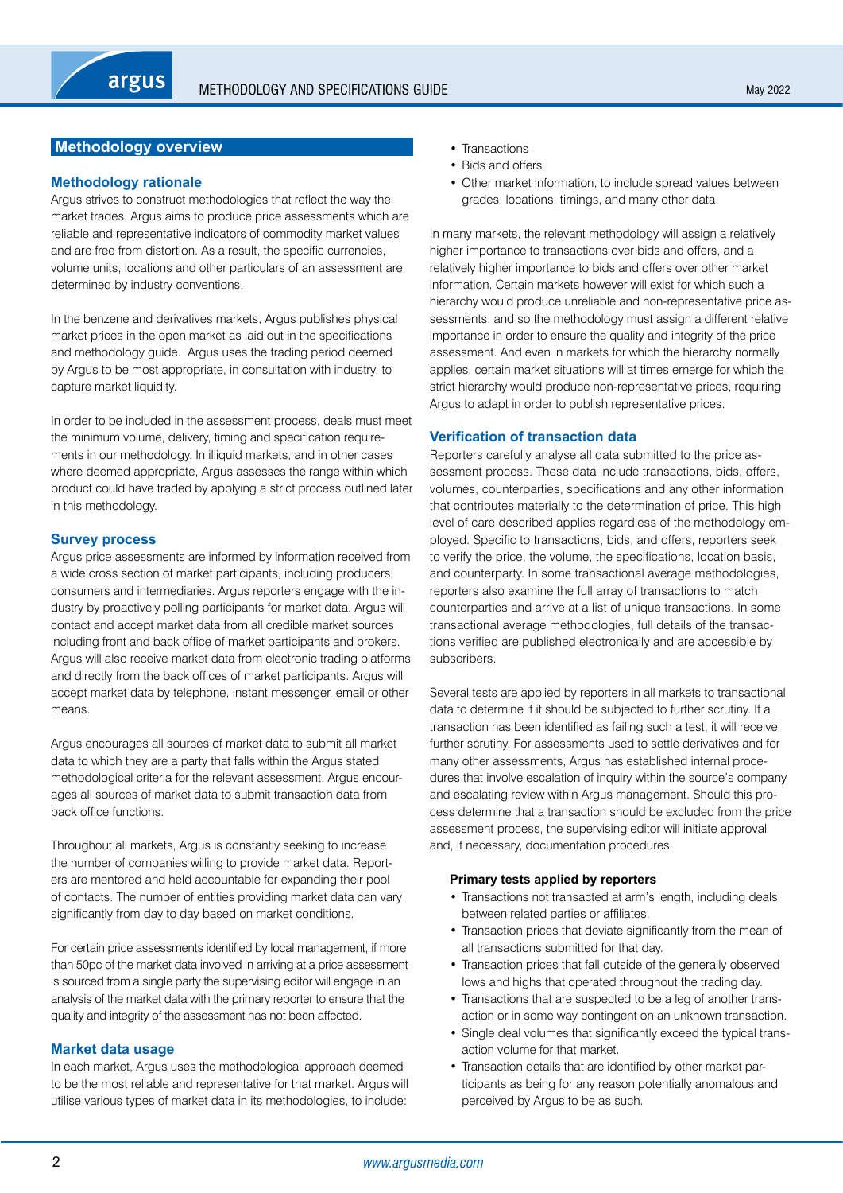## Methodology overview

### Methodology rationale

Argus strives to construct methodologies that reflect the way the market trades. Argus aims to produce price assessments which are reliable and representative indicators of commodity market values and are free from distortion. As a result, the specific currencies, volume units, locations and other particulars of an assessment are determined by industry conventions.

In the benzene and derivatives markets, Argus publishes physical market prices in the open market as laid out in the specifications and methodology guide. Argus uses the trading period deemed by Argus to be most appropriate, in consultation with industry, to capture market liquidity.

In order to be included in the assessment process, deals must meet the minimum volume, delivery, timing and specification requirements in our methodology. In illiquid markets, and in other cases where deemed appropriate, Argus assesses the range within which product could have traded by applying a strict process outlined later in this methodology.

### Survey process

Argus price assessments are informed by information received from a wide cross section of market participants, including producers, consumers and intermediaries. Argus reporters engage with the industry by proactively polling participants for market data. Argus will contact and accept market data from all credible market sources including front and back office of market participants and brokers. Argus will also receive market data from electronic trading platforms and directly from the back offices of market participants. Argus will accept market data by telephone, instant messenger, email or other means.

Argus encourages all sources of market data to submit all market data to which they are a party that falls within the Argus stated methodological criteria for the relevant assessment. Argus encourages all sources of market data to submit transaction data from back office functions.

Throughout all markets, Argus is constantly seeking to increase the number of companies willing to provide market data. Reporters are mentored and held accountable for expanding their pool of contacts. The number of entities providing market data can vary significantly from day to day based on market conditions.

For certain price assessments identified by local management, if more than 50pc of the market data involved in arriving at a price assessment is sourced from a single party the supervising editor will engage in an analysis of the market data with the primary reporter to ensure that the quality and integrity of the assessment has not been affected.

### Market data usage

In each market, Argus uses the methodological approach deemed to be the most reliable and representative for that market. Argus will utilise various types of market data in its methodologies, to include:

- Transactions
- Bids and offers
- Other market information, to include spread values between grades, locations, timings, and many other data.

In many markets, the relevant methodology will assign a relatively higher importance to transactions over bids and offers, and a relatively higher importance to bids and offers over other market information. Certain markets however will exist for which such a hierarchy would produce unreliable and non-representative price assessments, and so the methodology must assign a different relative importance in order to ensure the quality and integrity of the price assessment. And even in markets for which the hierarchy normally applies, certain market situations will at times emerge for which the strict hierarchy would produce non-representative prices, requiring Argus to adapt in order to publish representative prices.

### Verification of transaction data

Reporters carefully analyse all data submitted to the price assessment process. These data include transactions, bids, offers, volumes, counterparties, specifications and any other information that contributes materially to the determination of price. This high level of care described applies regardless of the methodology employed. Specific to transactions, bids, and offers, reporters seek to verify the price, the volume, the specifications, location basis, and counterparty. In some transactional average methodologies, reporters also examine the full array of transactions to match counterparties and arrive at a list of unique transactions. In some transactional average methodologies, full details of the transactions verified are published electronically and are accessible by subscribers.

Several tests are applied by reporters in all markets to transactional data to determine if it should be subjected to further scrutiny. If a transaction has been identified as failing such a test, it will receive further scrutiny. For assessments used to settle derivatives and for many other assessments, Argus has established internal procedures that involve escalation of inquiry within the source's company and escalating review within Argus management. Should this process determine that a transaction should be excluded from the price assessment process, the supervising editor will initiate approval and, if necessary, documentation procedures.

**Primary tests applied by reporters**

- Transactions not transacted at arm's length, including deals between related parties or affiliates.
- Transaction prices that deviate significantly from the mean of all transactions submitted for that day.
- Transaction prices that fall outside of the generally observed lows and highs that operated throughout the trading day.
- Transactions that are suspected to be a leg of another transaction or in some way contingent on an unknown transaction.
- Single deal volumes that significantly exceed the typical transaction volume for that market.
- Transaction details that are identified by other market participants as being for any reason potentially anomalous and perceived by Argus to be as such.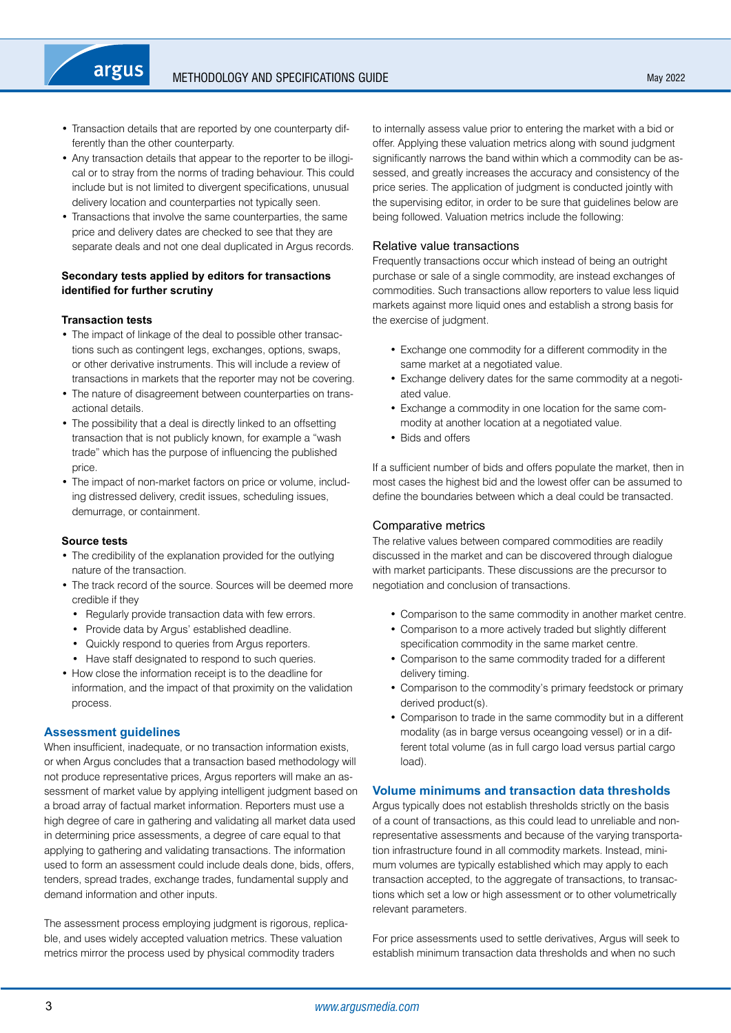- Transaction details that are reported by one counterparty differently than the other counterparty.
- Any transaction details that appear to the reporter to be illogical or to stray from the norms of trading behaviour. This could include but is not limited to divergent specifications, unusual delivery location and counterparties not typically seen.
- Transactions that involve the same counterparties, the same price and delivery dates are checked to see that they are separate deals and not one deal duplicated in Argus records.

**Secondary tests applied by editors for transactions identified for further scrutiny**

**Transaction tests**

- The impact of linkage of the deal to possible other transactions such as contingent legs, exchanges, options, swaps, or other derivative instruments. This will include a review of transactions in markets that the reporter may not be covering.
- The nature of disagreement between counterparties on transactional details.
- The possibility that a deal is directly linked to an offsetting transaction that is not publicly known, for example a "wash trade" which has the purpose of influencing the published price.
- The impact of non-market factors on price or volume, including distressed delivery, credit issues, scheduling issues, demurrage, or containment.

**Source tests**

- The credibility of the explanation provided for the outlying nature of the transaction.
- The track record of the source. Sources will be deemed more credible if they
  - Regularly provide transaction data with few errors.
  - Provide data by Argus' established deadline.
  - Quickly respond to queries from Argus reporters.
  - Have staff designated to respond to such queries.
- How close the information receipt is to the deadline for information, and the impact of that proximity on the validation process.

## Assessment guidelines

When insufficient, inadequate, or no transaction information exists, or when Argus concludes that a transaction based methodology will not produce representative prices, Argus reporters will make an assessment of market value by applying intelligent judgment based on a broad array of factual market information. Reporters must use a high degree of care in gathering and validating all market data used in determining price assessments, a degree of care equal to that applying to gathering and validating transactions. The information used to form an assessment could include deals done, bids, offers, tenders, spread trades, exchange trades, fundamental supply and demand information and other inputs.

The assessment process employing judgment is rigorous, replicable, and uses widely accepted valuation metrics. These valuation metrics mirror the process used by physical commodity traders to internally assess value prior to entering the market with a bid or offer. Applying these valuation metrics along with sound judgment significantly narrows the band within which a commodity can be assessed, and greatly increases the accuracy and consistency of the price series. The application of judgment is conducted jointly with the supervising editor, in order to be sure that guidelines below are being followed. Valuation metrics include the following:

### Relative value transactions

Frequently transactions occur which instead of being an outright purchase or sale of a single commodity, are instead exchanges of commodities. Such transactions allow reporters to value less liquid markets against more liquid ones and establish a strong basis for the exercise of judgment.

- Exchange one commodity for a different commodity in the same market at a negotiated value.
- Exchange delivery dates for the same commodity at a negotiated value.
- Exchange a commodity in one location for the same commodity at another location at a negotiated value.
- Bids and offers

If a sufficient number of bids and offers populate the market, then in most cases the highest bid and the lowest offer can be assumed to define the boundaries between which a deal could be transacted.

### Comparative metrics

The relative values between compared commodities are readily discussed in the market and can be discovered through dialogue with market participants. These discussions are the precursor to negotiation and conclusion of transactions.

- Comparison to the same commodity in another market centre.
- Comparison to a more actively traded but slightly different specification commodity in the same market centre.
- Comparison to the same commodity traded for a different delivery timing.
- Comparison to the commodity's primary feedstock or primary derived product(s).
- Comparison to trade in the same commodity but in a different modality (as in barge versus oceangoing vessel) or in a different total volume (as in full cargo load versus partial cargo load).

## Volume minimums and transaction data thresholds

Argus typically does not establish thresholds strictly on the basis of a count of transactions, as this could lead to unreliable and non-representative assessments and because of the varying transportation infrastructure found in all commodity markets. Instead, minimum volumes are typically established which may apply to each transaction accepted, to the aggregate of transactions, to transactions which set a low or high assessment or to other volumetrically relevant parameters.

For price assessments used to settle derivatives, Argus will seek to establish minimum transaction data thresholds and when no such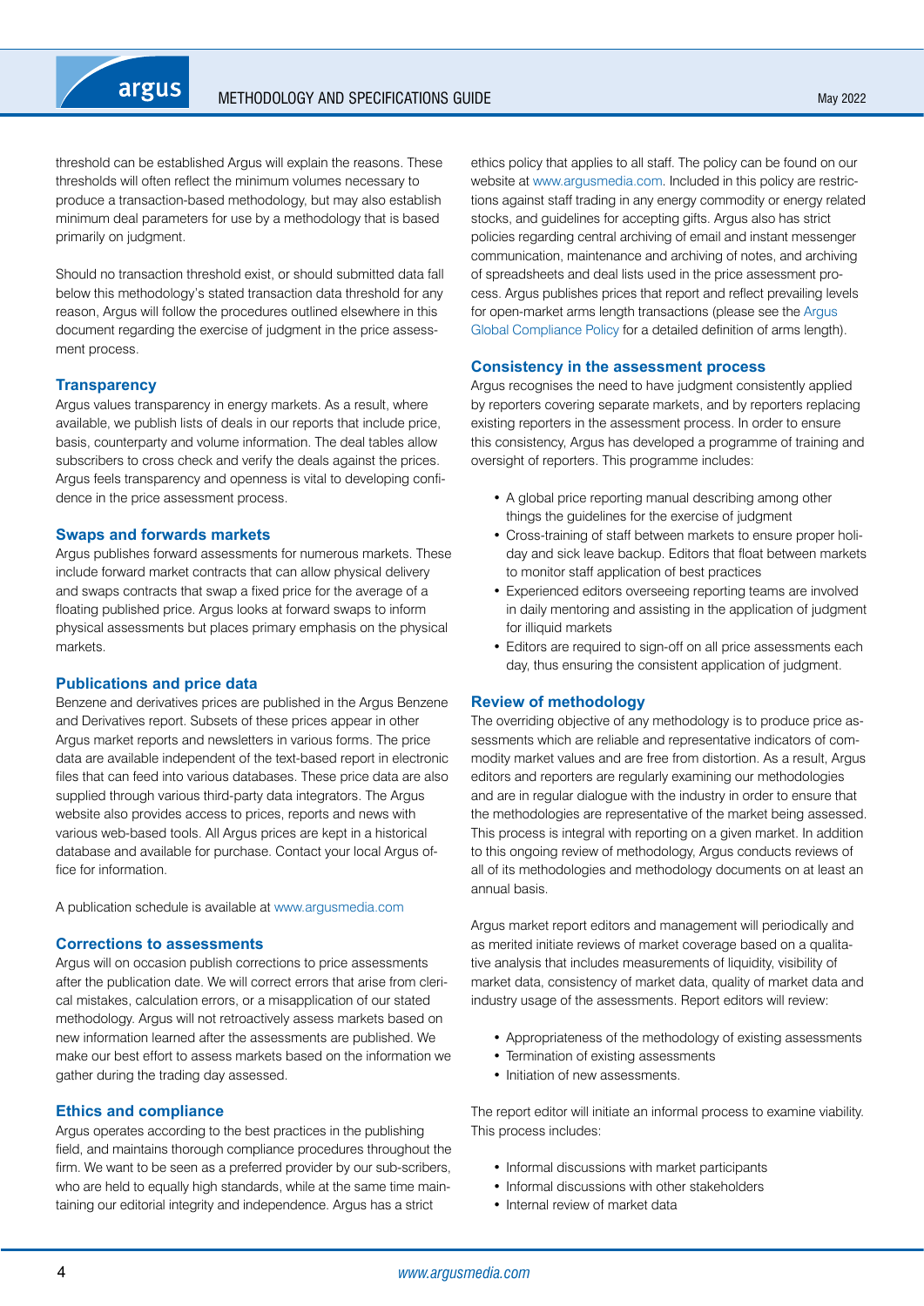threshold can be established Argus will explain the reasons. These thresholds will often reflect the minimum volumes necessary to produce a transaction-based methodology, but may also establish minimum deal parameters for use by a methodology that is based primarily on judgment.

Should no transaction threshold exist, or should submitted data fall below this methodology's stated transaction data threshold for any reason, Argus will follow the procedures outlined elsewhere in this document regarding the exercise of judgment in the price assessment process.

### Transparency

Argus values transparency in energy markets. As a result, where available, we publish lists of deals in our reports that include price, basis, counterparty and volume information. The deal tables allow subscribers to cross check and verify the deals against the prices. Argus feels transparency and openness is vital to developing confidence in the price assessment process.

### Swaps and forwards markets

Argus publishes forward assessments for numerous markets. These include forward market contracts that can allow physical delivery and swaps contracts that swap a fixed price for the average of a floating published price. Argus looks at forward swaps to inform physical assessments but places primary emphasis on the physical markets.

### Publications and price data

Benzene and derivatives prices are published in the Argus Benzene and Derivatives report. Subsets of these prices appear in other Argus market reports and newsletters in various forms. The price data are available independent of the text-based report in electronic files that can feed into various databases. These price data are also supplied through various third-party data integrators. The Argus website also provides access to prices, reports and news with various web-based tools. All Argus prices are kept in a historical database and available for purchase. Contact your local Argus office for information.

A publication schedule is available at www.argusmedia.com

### Corrections to assessments

Argus will on occasion publish corrections to price assessments after the publication date. We will correct errors that arise from clerical mistakes, calculation errors, or a misapplication of our stated methodology. Argus will not retroactively assess markets based on new information learned after the assessments are published. We make our best effort to assess markets based on the information we gather during the trading day assessed.

### Ethics and compliance

Argus operates according to the best practices in the publishing field, and maintains thorough compliance procedures throughout the firm. We want to be seen as a preferred provider by our sub-scribers, who are held to equally high standards, while at the same time maintaining our editorial integrity and independence. Argus has a strict ethics policy that applies to all staff. The policy can be found on our website at www.argusmedia.com. Included in this policy are restrictions against staff trading in any energy commodity or energy related stocks, and guidelines for accepting gifts. Argus also has strict policies regarding central archiving of email and instant messenger communication, maintenance and archiving of notes, and archiving of spreadsheets and deal lists used in the price assessment process. Argus publishes prices that report and reflect prevailing levels for open-market arms length transactions (please see the Argus Global Compliance Policy for a detailed definition of arms length).

### Consistency in the assessment process

Argus recognises the need to have judgment consistently applied by reporters covering separate markets, and by reporters replacing existing reporters in the assessment process. In order to ensure this consistency, Argus has developed a programme of training and oversight of reporters. This programme includes:

- A global price reporting manual describing among other things the guidelines for the exercise of judgment
- Cross-training of staff between markets to ensure proper holiday and sick leave backup. Editors that float between markets to monitor staff application of best practices
- Experienced editors overseeing reporting teams are involved in daily mentoring and assisting in the application of judgment for illiquid markets
- Editors are required to sign-off on all price assessments each day, thus ensuring the consistent application of judgment.

### Review of methodology

The overriding objective of any methodology is to produce price assessments which are reliable and representative indicators of commodity market values and are free from distortion. As a result, Argus editors and reporters are regularly examining our methodologies and are in regular dialogue with the industry in order to ensure that the methodologies are representative of the market being assessed. This process is integral with reporting on a given market. In addition to this ongoing review of methodology, Argus conducts reviews of all of its methodologies and methodology documents on at least an annual basis.

Argus market report editors and management will periodically and as merited initiate reviews of market coverage based on a qualitative analysis that includes measurements of liquidity, visibility of market data, consistency of market data, quality of market data and industry usage of the assessments. Report editors will review:

- Appropriateness of the methodology of existing assessments
- Termination of existing assessments
- Initiation of new assessments.

The report editor will initiate an informal process to examine viability. This process includes:

- Informal discussions with market participants
- Informal discussions with other stakeholders
- Internal review of market data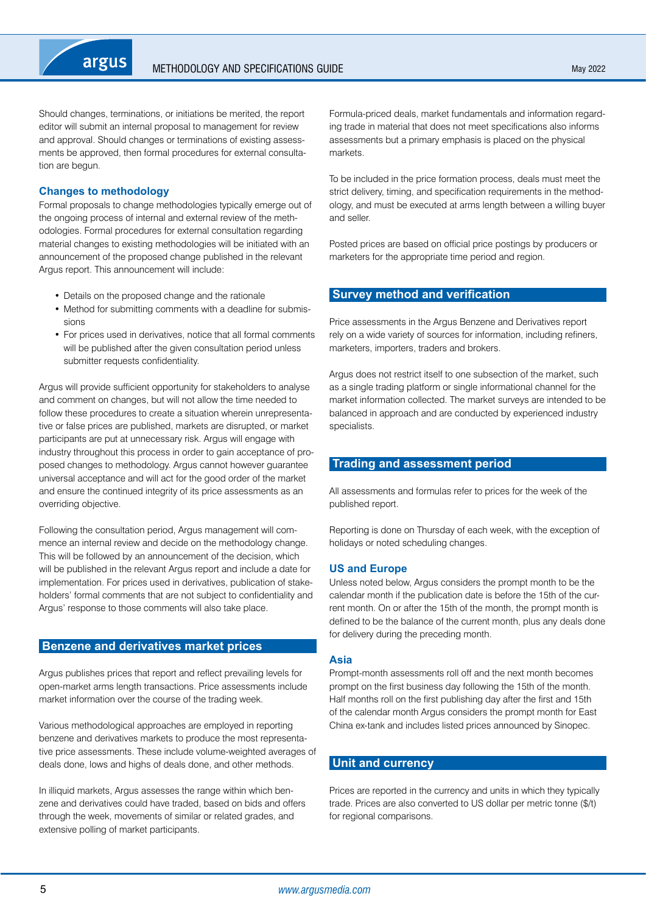Should changes, terminations, or initiations be merited, the report editor will submit an internal proposal to management for review and approval. Should changes or terminations of existing assessments be approved, then formal procedures for external consultation are begun.

### Changes to methodology

Formal proposals to change methodologies typically emerge out of the ongoing process of internal and external review of the methodologies. Formal procedures for external consultation regarding material changes to existing methodologies will be initiated with an announcement of the proposed change published in the relevant Argus report. This announcement will include:

- Details on the proposed change and the rationale
- Method for submitting comments with a deadline for submissions
- For prices used in derivatives, notice that all formal comments will be published after the given consultation period unless submitter requests confidentiality.

Argus will provide sufficient opportunity for stakeholders to analyse and comment on changes, but will not allow the time needed to follow these procedures to create a situation wherein unrepresentative or false prices are published, markets are disrupted, or market participants are put at unnecessary risk. Argus will engage with industry throughout this process in order to gain acceptance of proposed changes to methodology. Argus cannot however guarantee universal acceptance and will act for the good order of the market and ensure the continued integrity of its price assessments as an overriding objective.

Following the consultation period, Argus management will commence an internal review and decide on the methodology change. This will be followed by an announcement of the decision, which will be published in the relevant Argus report and include a date for implementation. For prices used in derivatives, publication of stakeholders' formal comments that are not subject to confidentiality and Argus' response to those comments will also take place.

## Benzene and derivatives market prices

Argus publishes prices that report and reflect prevailing levels for open-market arms length transactions. Price assessments include market information over the course of the trading week.

Various methodological approaches are employed in reporting benzene and derivatives markets to produce the most representative price assessments. These include volume-weighted averages of deals done, lows and highs of deals done, and other methods.

In illiquid markets, Argus assesses the range within which benzene and derivatives could have traded, based on bids and offers through the week, movements of similar or related grades, and extensive polling of market participants.

Formula-priced deals, market fundamentals and information regarding trade in material that does not meet specifications also informs assessments but a primary emphasis is placed on the physical markets.

To be included in the price formation process, deals must meet the strict delivery, timing, and specification requirements in the methodology, and must be executed at arms length between a willing buyer and seller.

Posted prices are based on official price postings by producers or marketers for the appropriate time period and region.

## Survey method and verification

Price assessments in the Argus Benzene and Derivatives report rely on a wide variety of sources for information, including refiners, marketers, importers, traders and brokers.

Argus does not restrict itself to one subsection of the market, such as a single trading platform or single informational channel for the market information collected. The market surveys are intended to be balanced in approach and are conducted by experienced industry specialists.

## Trading and assessment period

All assessments and formulas refer to prices for the week of the published report.

Reporting is done on Thursday of each week, with the exception of holidays or noted scheduling changes.

### US and Europe

Unless noted below, Argus considers the prompt month to be the calendar month if the publication date is before the 15th of the current month. On or after the 15th of the month, the prompt month is defined to be the balance of the current month, plus any deals done for delivery during the preceding month.

### Asia

Prompt-month assessments roll off and the next month becomes prompt on the first business day following the 15th of the month. Half months roll on the first publishing day after the first and 15th of the calendar month Argus considers the prompt month for East China ex-tank and includes listed prices announced by Sinopec.

## Unit and currency

Prices are reported in the currency and units in which they typically trade. Prices are also converted to US dollar per metric tonne ($/t) for regional comparisons.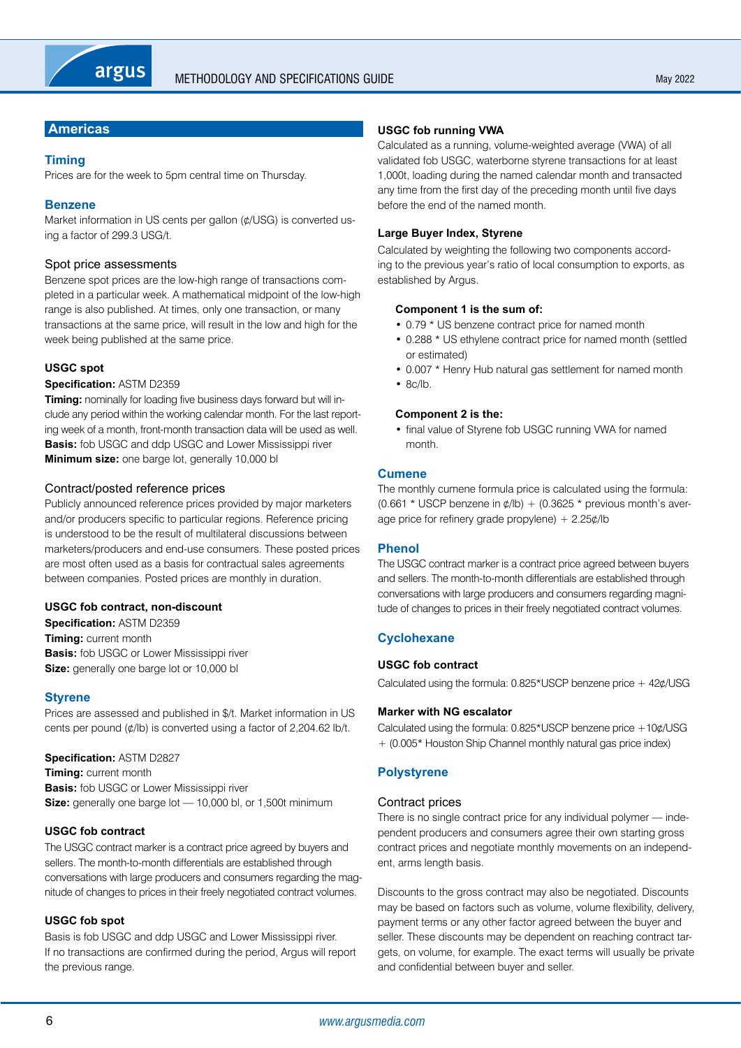## Americas

### Timing

Prices are for the week to 5pm central time on Thursday.

### Benzene

Market information in US cents per gallon (¢/USG) is converted using a factor of 299.3 USG/t.

#### Spot price assessments

Benzene spot prices are the low-high range of transactions completed in a particular week. A mathematical midpoint of the low-high range is also published. At times, only one transaction, or many transactions at the same price, will result in the low and high for the week being published at the same price.

**USGC spot**

**Specification:** ASTM D2359
**Timing:** nominally for loading five business days forward but will include any period within the working calendar month. For the last reporting week of a month, front-month transaction data will be used as well.
**Basis:** fob USGC and ddp USGC and Lower Mississippi river
**Minimum size:** one barge lot, generally 10,000 bl

#### Contract/posted reference prices

Publicly announced reference prices provided by major marketers and/or producers specific to particular regions. Reference pricing is understood to be the result of multilateral discussions between marketers/producers and end-use consumers. These posted prices are most often used as a basis for contractual sales agreements between companies. Posted prices are monthly in duration.

**USGC fob contract, non-discount**

**Specification:** ASTM D2359
**Timing:** current month
**Basis:** fob USGC or Lower Mississippi river
**Size:** generally one barge lot or 10,000 bl

### Styrene

Prices are assessed and published in \$/t. Market information in US cents per pound (¢/lb) is converted using a factor of 2,204.62 lb/t.

**Specification:** ASTM D2827
**Timing:** current month
**Basis:** fob USGC or Lower Mississippi river
**Size:** generally one barge lot — 10,000 bl, or 1,500t minimum

**USGC fob contract**

The USGC contract marker is a contract price agreed by buyers and sellers. The month-to-month differentials are established through conversations with large producers and consumers regarding the magnitude of changes to prices in their freely negotiated contract volumes.

**USGC fob spot**

Basis is fob USGC and ddp USGC and Lower Mississippi river. If no transactions are confirmed during the period, Argus will report the previous range.

**USGC fob running VWA**

Calculated as a running, volume-weighted average (VWA) of all validated fob USGC, waterborne styrene transactions for at least 1,000t, loading during the named calendar month and transacted any time from the first day of the preceding month until five days before the end of the named month.

**Large Buyer Index, Styrene**

Calculated by weighting the following two components according to the previous year's ratio of local consumption to exports, as established by Argus.

**Component 1 is the sum of:**

- 0.79 * US benzene contract price for named month
- 0.288 * US ethylene contract price for named month (settled or estimated)
- 0.007 * Henry Hub natural gas settlement for named month
- 8c/lb.

**Component 2 is the:**

- final value of Styrene fob USGC running VWA for named month.

### Cumene

The monthly cumene formula price is calculated using the formula: (0.661 * USCP benzene in ¢/lb) + (0.3625 * previous month's average price for refinery grade propylene) + 2.25¢/lb

### Phenol

The USGC contract marker is a contract price agreed between buyers and sellers. The month-to-month differentials are established through conversations with large producers and consumers regarding magnitude of changes to prices in their freely negotiated contract volumes.

### Cyclohexane

**USGC fob contract**

Calculated using the formula: 0.825*USCP benzene price + 42¢/USG

**Marker with NG escalator**

Calculated using the formula: 0.825*USCP benzene price +10¢/USG + (0.005* Houston Ship Channel monthly natural gas price index)

### Polystyrene

#### Contract prices

There is no single contract price for any individual polymer — independent producers and consumers agree their own starting gross contract prices and negotiate monthly movements on an independent, arms length basis.

Discounts to the gross contract may also be negotiated. Discounts may be based on factors such as volume, volume flexibility, delivery, payment terms or any other factor agreed between the buyer and seller. These discounts may be dependent on reaching contract targets, on volume, for example. The exact terms will usually be private and confidential between buyer and seller.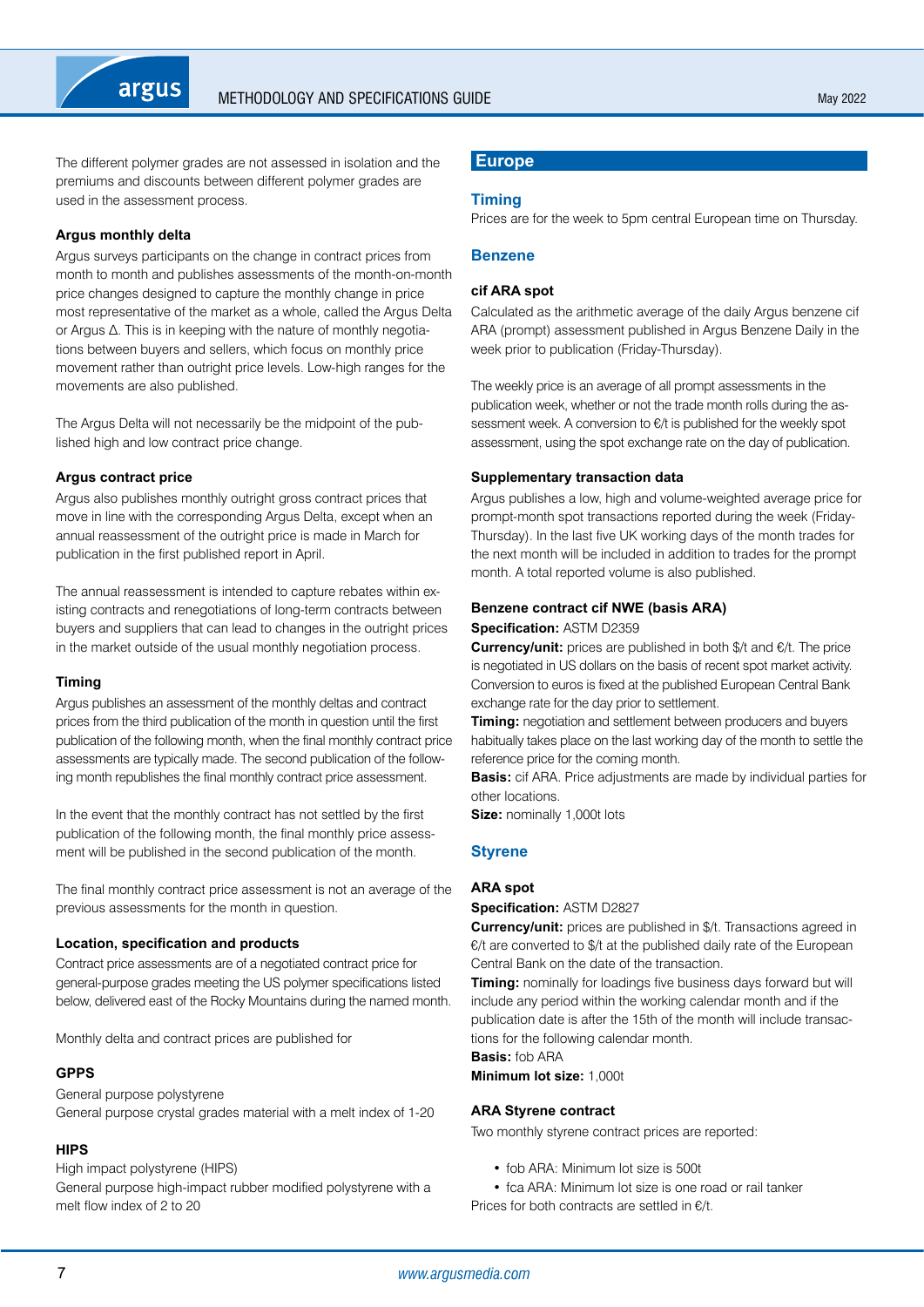The different polymer grades are not assessed in isolation and the premiums and discounts between different polymer grades are used in the assessment process.

#### Argus monthly delta

Argus surveys participants on the change in contract prices from month to month and publishes assessments of the month-on-month price changes designed to capture the monthly change in price most representative of the market as a whole, called the Argus Delta or Argus Δ. This is in keeping with the nature of monthly negotiations between buyers and sellers, which focus on monthly price movement rather than outright price levels. Low-high ranges for the movements are also published.

The Argus Delta will not necessarily be the midpoint of the published high and low contract price change.

#### Argus contract price

Argus also publishes monthly outright gross contract prices that move in line with the corresponding Argus Delta, except when an annual reassessment of the outright price is made in March for publication in the first published report in April.

The annual reassessment is intended to capture rebates within existing contracts and renegotiations of long-term contracts between buyers and suppliers that can lead to changes in the outright prices in the market outside of the usual monthly negotiation process.

#### Timing

Argus publishes an assessment of the monthly deltas and contract prices from the third publication of the month in question until the first publication of the following month, when the final monthly contract price assessments are typically made. The second publication of the following month republishes the final monthly contract price assessment.

In the event that the monthly contract has not settled by the first publication of the following month, the final monthly price assessment will be published in the second publication of the month.

The final monthly contract price assessment is not an average of the previous assessments for the month in question.

#### Location, specification and products

Contract price assessments are of a negotiated contract price for general-purpose grades meeting the US polymer specifications listed below, delivered east of the Rocky Mountains during the named month.

Monthly delta and contract prices are published for

#### GPPS

General purpose polystyrene
General purpose crystal grades material with a melt index of 1-20

#### HIPS

High impact polystyrene (HIPS)
General purpose high-impact rubber modified polystyrene with a melt flow index of 2 to 20

## Europe

### Timing

Prices are for the week to 5pm central European time on Thursday.

### Benzene

#### cif ARA spot

Calculated as the arithmetic average of the daily Argus benzene cif ARA (prompt) assessment published in Argus Benzene Daily in the week prior to publication (Friday-Thursday).

The weekly price is an average of all prompt assessments in the publication week, whether or not the trade month rolls during the assessment week. A conversion to €/t is published for the weekly spot assessment, using the spot exchange rate on the day of publication.

#### Supplementary transaction data

Argus publishes a low, high and volume-weighted average price for prompt-month spot transactions reported during the week (Friday-Thursday). In the last five UK working days of the month trades for the next month will be included in addition to trades for the prompt month. A total reported volume is also published.

#### Benzene contract cif NWE (basis ARA)

**Specification:** ASTM D2359
**Currency/unit:** prices are published in both $/t and €/t. The price is negotiated in US dollars on the basis of recent spot market activity. Conversion to euros is fixed at the published European Central Bank exchange rate for the day prior to settlement.
**Timing:** negotiation and settlement between producers and buyers habitually takes place on the last working day of the month to settle the reference price for the coming month.
**Basis:** cif ARA. Price adjustments are made by individual parties for other locations.
**Size:** nominally 1,000t lots

### Styrene

#### ARA spot

**Specification:** ASTM D2827
**Currency/unit:** prices are published in $/t. Transactions agreed in €/t are converted to $/t at the published daily rate of the European Central Bank on the date of the transaction.
**Timing:** nominally for loadings five business days forward but will include any period within the working calendar month and if the publication date is after the 15th of the month will include transactions for the following calendar month.
**Basis:** fob ARA
**Minimum lot size:** 1,000t

#### ARA Styrene contract

Two monthly styrene contract prices are reported:

- fob ARA: Minimum lot size is 500t
- fca ARA: Minimum lot size is one road or rail tanker

Prices for both contracts are settled in €/t.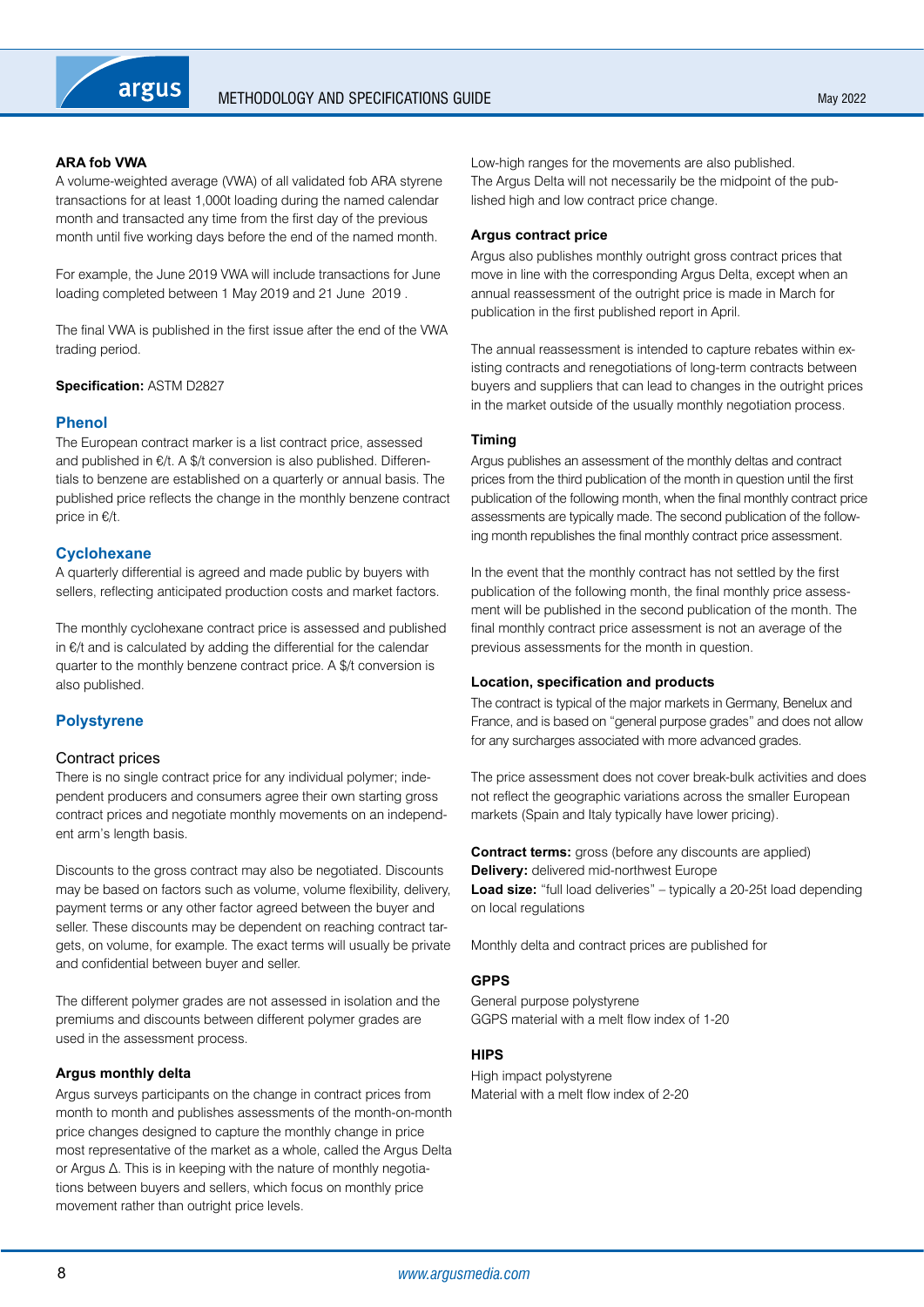**ARA fob VWA**

A volume-weighted average (VWA) of all validated fob ARA styrene transactions for at least 1,000t loading during the named calendar month and transacted any time from the first day of the previous month until five working days before the end of the named month.

For example, the June 2019 VWA will include transactions for June loading completed between 1 May 2019 and 21 June 2019 .

The final VWA is published in the first issue after the end of the VWA trading period.

**Specification:** ASTM D2827

## Phenol

The European contract marker is a list contract price, assessed and published in €/t. A $/t conversion is also published. Differentials to benzene are established on a quarterly or annual basis. The published price reflects the change in the monthly benzene contract price in €/t.

## Cyclohexane

A quarterly differential is agreed and made public by buyers with sellers, reflecting anticipated production costs and market factors.

The monthly cyclohexane contract price is assessed and published in €/t and is calculated by adding the differential for the calendar quarter to the monthly benzene contract price. A $/t conversion is also published.

## Polystyrene

### Contract prices

There is no single contract price for any individual polymer; independent producers and consumers agree their own starting gross contract prices and negotiate monthly movements on an independent arm's length basis.

Discounts to the gross contract may also be negotiated. Discounts may be based on factors such as volume, volume flexibility, delivery, payment terms or any other factor agreed between the buyer and seller. These discounts may be dependent on reaching contract targets, on volume, for example. The exact terms will usually be private and confidential between buyer and seller.

The different polymer grades are not assessed in isolation and the premiums and discounts between different polymer grades are used in the assessment process.

**Argus monthly delta**

Argus surveys participants on the change in contract prices from month to month and publishes assessments of the month-on-month price changes designed to capture the monthly change in price most representative of the market as a whole, called the Argus Delta or Argus Δ. This is in keeping with the nature of monthly negotiations between buyers and sellers, which focus on monthly price movement rather than outright price levels.

Low-high ranges for the movements are also published. The Argus Delta will not necessarily be the midpoint of the published high and low contract price change.

**Argus contract price**

Argus also publishes monthly outright gross contract prices that move in line with the corresponding Argus Delta, except when an annual reassessment of the outright price is made in March for publication in the first published report in April.

The annual reassessment is intended to capture rebates within existing contracts and renegotiations of long-term contracts between buyers and suppliers that can lead to changes in the outright prices in the market outside of the usually monthly negotiation process.

**Timing**

Argus publishes an assessment of the monthly deltas and contract prices from the third publication of the month in question until the first publication of the following month, when the final monthly contract price assessments are typically made. The second publication of the following month republishes the final monthly contract price assessment.

In the event that the monthly contract has not settled by the first publication of the following month, the final monthly price assessment will be published in the second publication of the month. The final monthly contract price assessment is not an average of the previous assessments for the month in question.

**Location, specification and products**

The contract is typical of the major markets in Germany, Benelux and France, and is based on "general purpose grades" and does not allow for any surcharges associated with more advanced grades.

The price assessment does not cover break-bulk activities and does not reflect the geographic variations across the smaller European markets (Spain and Italy typically have lower pricing).

**Contract terms:** gross (before any discounts are applied)
**Delivery:** delivered mid-northwest Europe
**Load size:** "full load deliveries" – typically a 20-25t load depending on local regulations

Monthly delta and contract prices are published for

**GPPS**

General purpose polystyrene
GGPS material with a melt flow index of 1-20

**HIPS**

High impact polystyrene
Material with a melt flow index of 2-20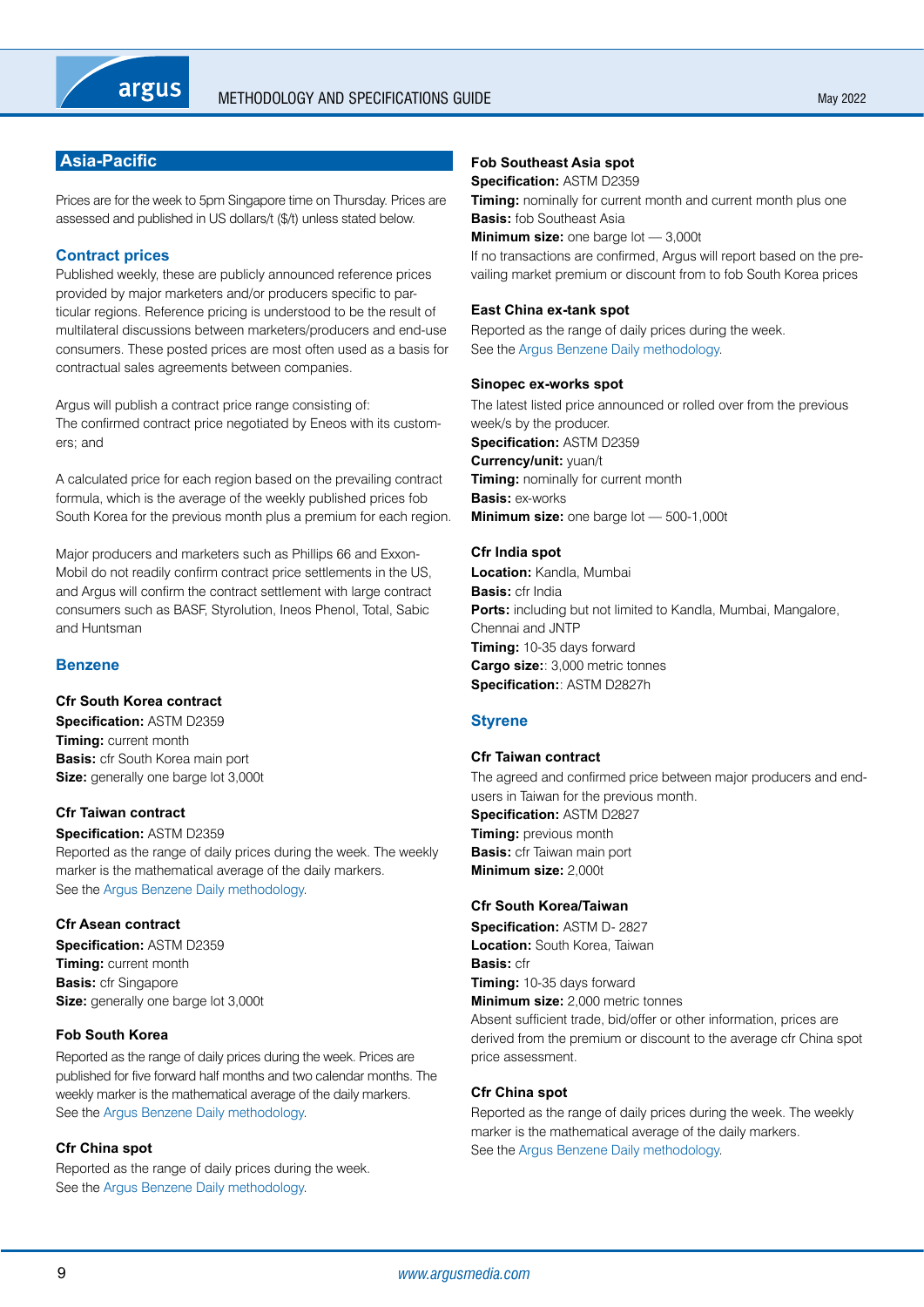## Asia-Pacific

Prices are for the week to 5pm Singapore time on Thursday. Prices are assessed and published in US dollars/t ($/t) unless stated below.

### Contract prices

Published weekly, these are publicly announced reference prices provided by major marketers and/or producers specific to particular regions. Reference pricing is understood to be the result of multilateral discussions between marketers/producers and end-use consumers. These posted prices are most often used as a basis for contractual sales agreements between companies.

Argus will publish a contract price range consisting of:
The confirmed contract price negotiated by Eneos with its customers; and

A calculated price for each region based on the prevailing contract formula, which is the average of the weekly published prices fob South Korea for the previous month plus a premium for each region.

Major producers and marketers such as Phillips 66 and ExxonMobil do not readily confirm contract price settlements in the US, and Argus will confirm the contract settlement with large contract consumers such as BASF, Styrolution, Ineos Phenol, Total, Sabic and Huntsman

### Benzene

#### Cfr South Korea contract

**Specification:** ASTM D2359
**Timing:** current month
**Basis:** cfr South Korea main port
**Size:** generally one barge lot 3,000t

#### Cfr Taiwan contract

**Specification:** ASTM D2359
Reported as the range of daily prices during the week. The weekly marker is the mathematical average of the daily markers.
See the Argus Benzene Daily methodology.

#### Cfr Asean contract

**Specification:** ASTM D2359
**Timing:** current month
**Basis:** cfr Singapore
**Size:** generally one barge lot 3,000t

#### Fob South Korea

Reported as the range of daily prices during the week. Prices are published for five forward half months and two calendar months. The weekly marker is the mathematical average of the daily markers.
See the Argus Benzene Daily methodology.

#### Cfr China spot

Reported as the range of daily prices during the week.
See the Argus Benzene Daily methodology.

#### Fob Southeast Asia spot

**Specification:** ASTM D2359
**Timing:** nominally for current month and current month plus one
**Basis:** fob Southeast Asia
**Minimum size:** one barge lot — 3,000t
If no transactions are confirmed, Argus will report based on the prevailing market premium or discount from to fob South Korea prices

#### East China ex-tank spot

Reported as the range of daily prices during the week.
See the Argus Benzene Daily methodology.

#### Sinopec ex-works spot

The latest listed price announced or rolled over from the previous week/s by the producer.
**Specification:** ASTM D2359
**Currency/unit:** yuan/t
**Timing:** nominally for current month
**Basis:** ex-works
**Minimum size:** one barge lot — 500-1,000t

#### Cfr India spot

**Location:** Kandla, Mumbai
**Basis:** cfr India
**Ports:** including but not limited to Kandla, Mumbai, Mangalore, Chennai and JNTP
**Timing:** 10-35 days forward
**Cargo size:**: 3,000 metric tonnes
**Specification:**: ASTM D2827h

### Styrene

#### Cfr Taiwan contract

The agreed and confirmed price between major producers and end-users in Taiwan for the previous month.
**Specification:** ASTM D2827
**Timing:** previous month
**Basis:** cfr Taiwan main port
**Minimum size:** 2,000t

#### Cfr South Korea/Taiwan

**Specification:** ASTM D- 2827
**Location:** South Korea, Taiwan
**Basis:** cfr
**Timing:** 10-35 days forward
**Minimum size:** 2,000 metric tonnes
Absent sufficient trade, bid/offer or other information, prices are derived from the premium or discount to the average cfr China spot price assessment.

#### Cfr China spot

Reported as the range of daily prices during the week. The weekly marker is the mathematical average of the daily markers.
See the Argus Benzene Daily methodology.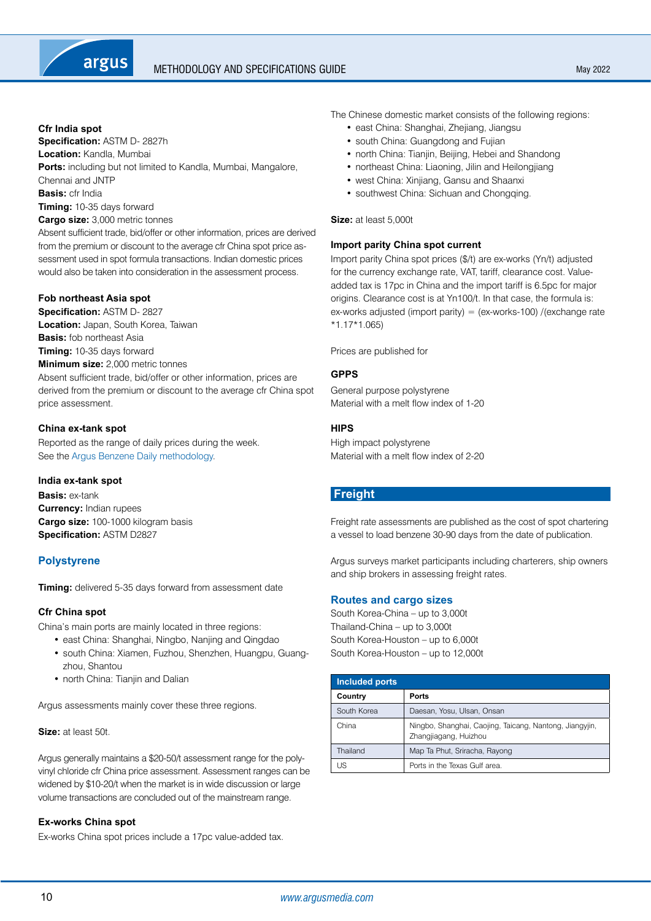### Cfr India spot

**Specification:** ASTM D- 2827h
**Location:** Kandla, Mumbai
**Ports:** including but not limited to Kandla, Mumbai, Mangalore, Chennai and JNTP
**Basis:** cfr India
**Timing:** 10-35 days forward
**Cargo size:** 3,000 metric tonnes
Absent sufficient trade, bid/offer or other information, prices are derived from the premium or discount to the average cfr China spot price assessment used in spot formula transactions. Indian domestic prices would also be taken into consideration in the assessment process.

### Fob northeast Asia spot

**Specification:** ASTM D- 2827
**Location:** Japan, South Korea, Taiwan
**Basis:** fob northeast Asia
**Timing:** 10-35 days forward
**Minimum size:** 2,000 metric tonnes
Absent sufficient trade, bid/offer or other information, prices are derived from the premium or discount to the average cfr China spot price assessment.

### China ex-tank spot

Reported as the range of daily prices during the week.
See the Argus Benzene Daily methodology.

### India ex-tank spot

**Basis:** ex-tank
**Currency:** Indian rupees
**Cargo size:** 100-1000 kilogram basis
**Specification:** ASTM D2827

## Polystyrene

**Timing:** delivered 5-35 days forward from assessment date

### Cfr China spot

China's main ports are mainly located in three regions:

- east China: Shanghai, Ningbo, Nanjing and Qingdao
- south China: Xiamen, Fuzhou, Shenzhen, Huangpu, Guangzhou, Shantou
- north China: Tianjin and Dalian

Argus assessments mainly cover these three regions.

**Size:** at least 50t.

Argus generally maintains a $20-50/t assessment range for the polyvinyl chloride cfr China price assessment. Assessment ranges can be widened by $10-20/t when the market is in wide discussion or large volume transactions are concluded out of the mainstream range.

### Ex-works China spot

Ex-works China spot prices include a 17pc value-added tax.

The Chinese domestic market consists of the following regions:

- east China: Shanghai, Zhejiang, Jiangsu
- south China: Guangdong and Fujian
- north China: Tianjin, Beijing, Hebei and Shandong
- northeast China: Liaoning, Jilin and Heilongjiang
- west China: Xinjiang, Gansu and Shaanxi
- southwest China: Sichuan and Chongqing.

**Size:** at least 5,000t

### Import parity China spot current

Import parity China spot prices ($/t) are ex-works (Yn/t) adjusted for the currency exchange rate, VAT, tariff, clearance cost. Value-added tax is 17pc in China and the import tariff is 6.5pc for major origins. Clearance cost is at Yn100/t. In that case, the formula is: ex-works adjusted (import parity) = (ex-works-100) /(exchange rate *1.17*1.065)

Prices are published for

### GPPS

General purpose polystyrene
Material with a melt flow index of 1-20

### HIPS

High impact polystyrene
Material with a melt flow index of 2-20

## Freight

Freight rate assessments are published as the cost of spot chartering a vessel to load benzene 30-90 days from the date of publication.

Argus surveys market participants including charterers, ship owners and ship brokers in assessing freight rates.

### Routes and cargo sizes

South Korea-China – up to 3,000t
Thailand-China – up to 3,000t
South Korea-Houston – up to 6,000t
South Korea-Houston – up to 12,000t

**Included ports**

| Country | Ports |
|---|---|
| South Korea | Daesan, Yosu, Ulsan, Onsan |
| China | Ningbo, Shanghai, Caojing, Taicang, Nantong, Jiangyjin, Zhangjiagang, Huizhou |
| Thailand | Map Ta Phut, Sriracha, Rayong |
| US | Ports in the Texas Gulf area. |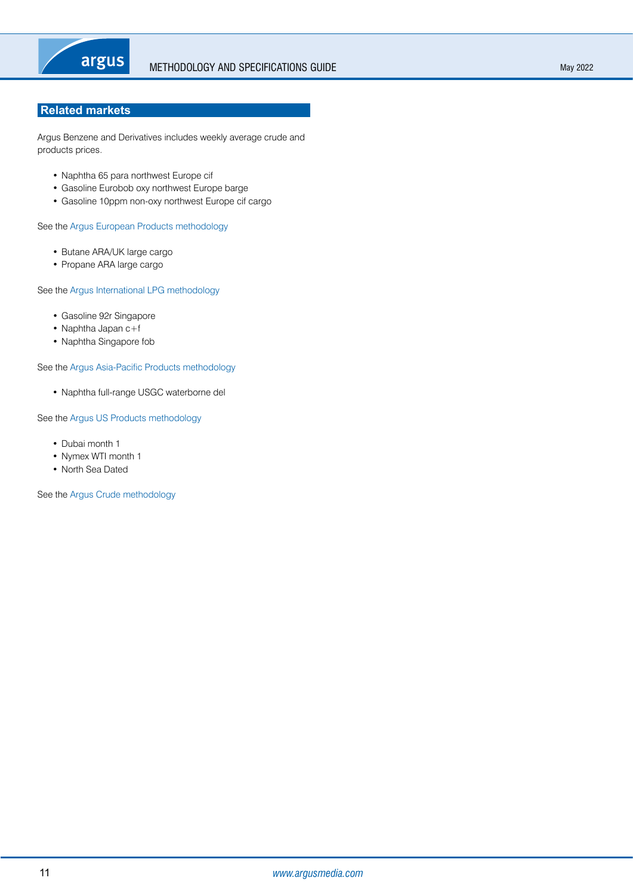## Related markets

Argus Benzene and Derivatives includes weekly average crude and products prices.

- Naphtha 65 para northwest Europe cif
- Gasoline Eurobob oxy northwest Europe barge
- Gasoline 10ppm non-oxy northwest Europe cif cargo

See the Argus European Products methodology

- Butane ARA/UK large cargo
- Propane ARA large cargo

See the Argus International LPG methodology

- Gasoline 92r Singapore
- Naphtha Japan c+f
- Naphtha Singapore fob

See the Argus Asia-Pacific Products methodology

- Naphtha full-range USGC waterborne del

See the Argus US Products methodology

- Dubai month 1
- Nymex WTI month 1
- North Sea Dated

See the Argus Crude methodology